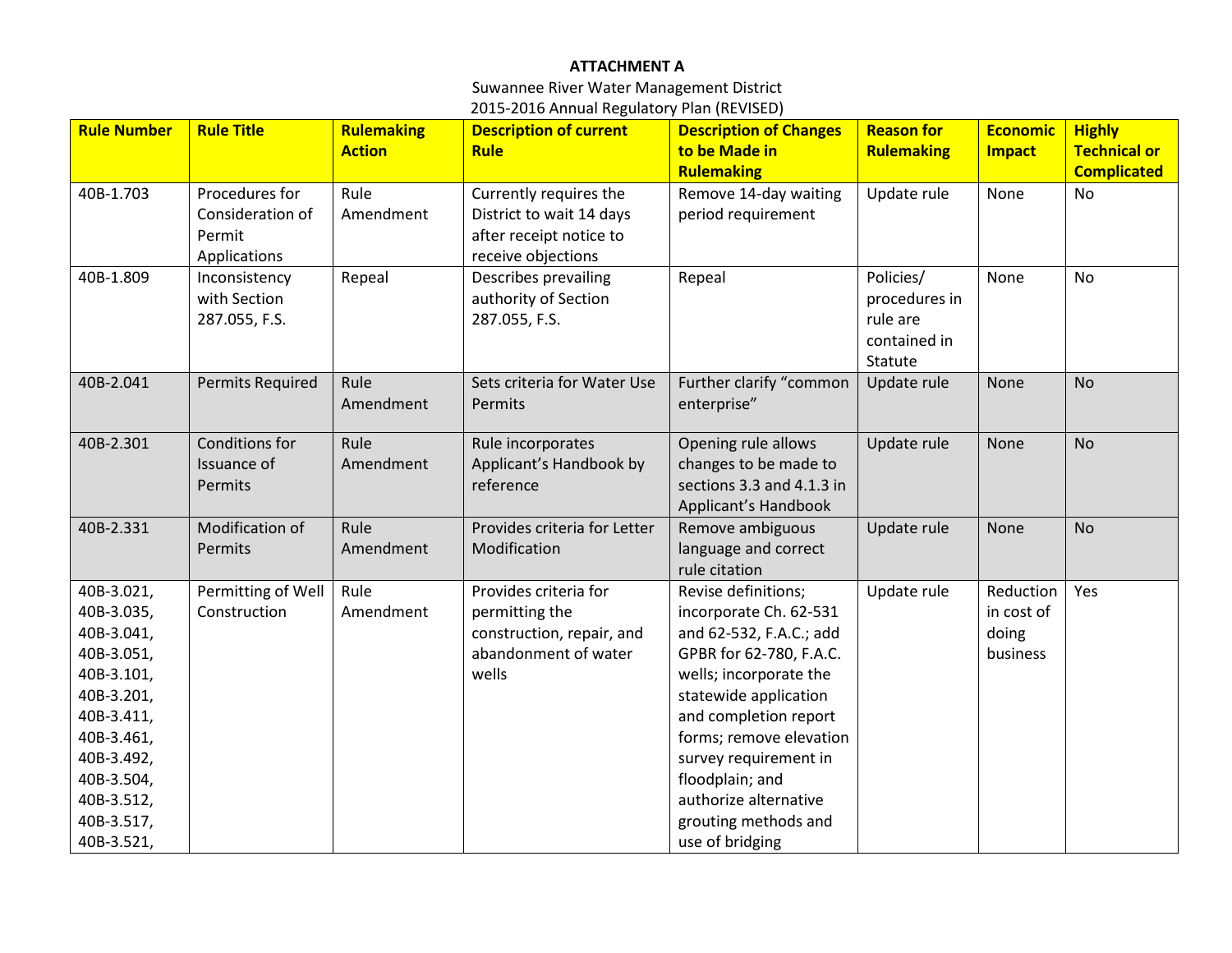**ATTACHMENT A**

Suwannee River Water Management District

2015-2016 Annual Regulatory Plan (REVISED)

| Rule Number | Rule Title | Rulemaking Action | Description of current Rule | Description of Changes to be Made in Rulemaking | Reason for Rulemaking | Economic Impact | Highly Technical or Complicated |
|---|---|---|---|---|---|---|---|
| 40B-1.703 | Procedures for Consideration of Permit Applications | Rule Amendment | Currently requires the District to wait 14 days after receipt notice to receive objections | Remove 14-day waiting period requirement | Update rule | None | No |
| 40B-1.809 | Inconsistency with Section 287.055, F.S. | Repeal | Describes prevailing authority of Section 287.055, F.S. | Repeal | Policies/ procedures in rule are contained in Statute | None | No |
| 40B-2.041 | Permits Required | Rule Amendment | Sets criteria for Water Use Permits | Further clarify "common enterprise" | Update rule | None | No |
| 40B-2.301 | Conditions for Issuance of Permits | Rule Amendment | Rule incorporates Applicant's Handbook by reference | Opening rule allows changes to be made to sections 3.3 and 4.1.3 in Applicant's Handbook | Update rule | None | No |
| 40B-2.331 | Modification of Permits | Rule Amendment | Provides criteria for Letter Modification | Remove ambiguous language and correct rule citation | Update rule | None | No |
| 40B-3.021, 40B-3.035, 40B-3.041, 40B-3.051, 40B-3.101, 40B-3.201, 40B-3.411, 40B-3.461, 40B-3.492, 40B-3.504, 40B-3.512, 40B-3.517, 40B-3.521, | Permitting of Well Construction | Rule Amendment | Provides criteria for permitting the construction, repair, and abandonment of water wells | Revise definitions; incorporate Ch. 62-531 and 62-532, F.A.C.; add GPBR for 62-780, F.A.C. wells; incorporate the statewide application and completion report forms; remove elevation survey requirement in floodplain; and authorize alternative grouting methods and use of bridging | Update rule | Reduction in cost of doing business | Yes |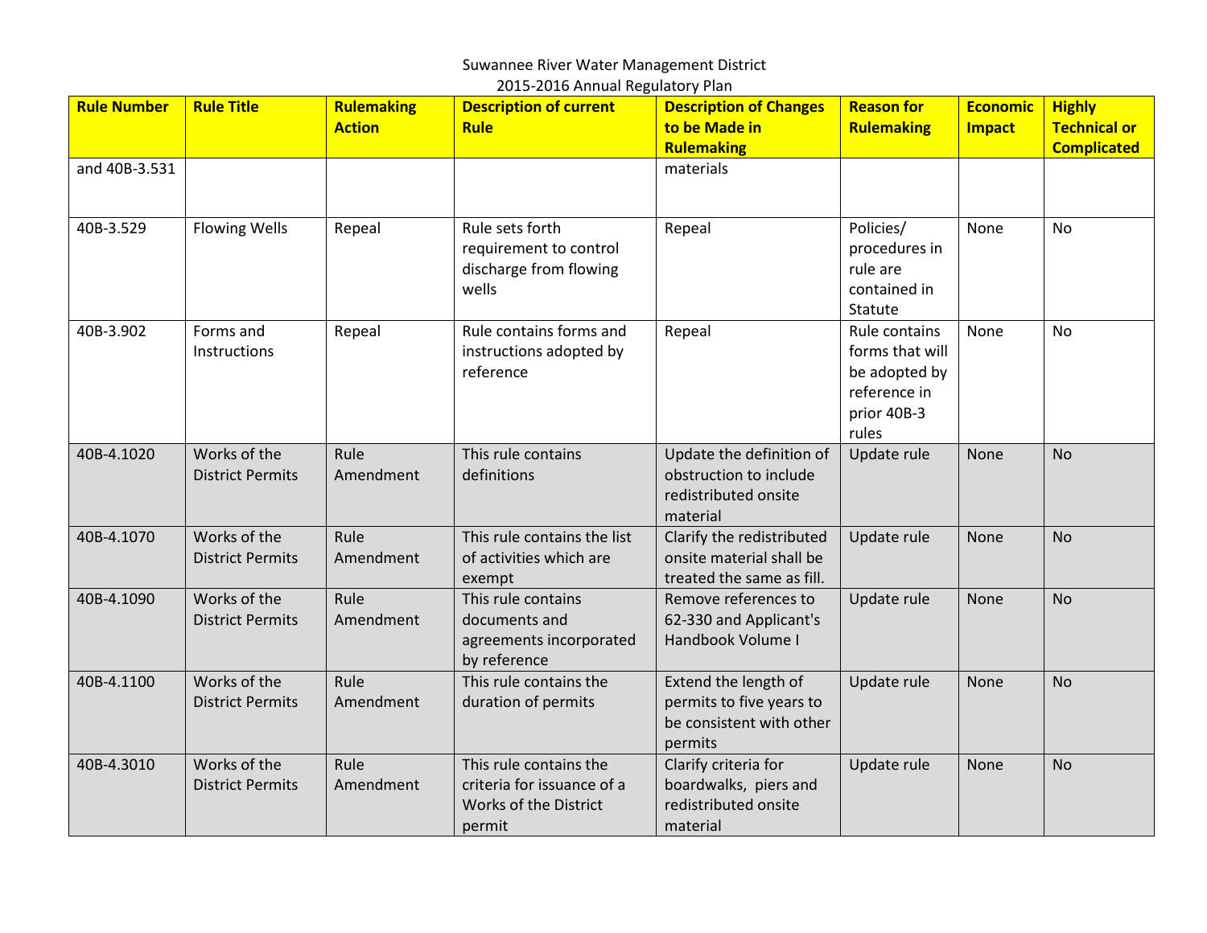Suwannee River Water Management District
2015-2016 Annual Regulatory Plan

| Rule Number | Rule Title | Rulemaking Action | Description of current Rule | Description of Changes to be Made in Rulemaking | Reason for Rulemaking | Economic Impact | Highly Technical or Complicated |
|---|---|---|---|---|---|---|---|
| and 40B-3.531 | | | | materials | | | |
| 40B-3.529 | Flowing Wells | Repeal | Rule sets forth requirement to control discharge from flowing wells | Repeal | Policies/ procedures in rule are contained in Statute | None | No |
| 40B-3.902 | Forms and Instructions | Repeal | Rule contains forms and instructions adopted by reference | Repeal | Rule contains forms that will be adopted by reference in prior 40B-3 rules | None | No |
| 40B-4.1020 | Works of the District Permits | Rule Amendment | This rule contains definitions | Update the definition of obstruction to include redistributed onsite material | Update rule | None | No |
| 40B-4.1070 | Works of the District Permits | Rule Amendment | This rule contains the list of activities which are exempt | Clarify the redistributed onsite material shall be treated the same as fill. | Update rule | None | No |
| 40B-4.1090 | Works of the District Permits | Rule Amendment | This rule contains documents and agreements incorporated by reference | Remove references to 62-330 and Applicant's Handbook Volume I | Update rule | None | No |
| 40B-4.1100 | Works of the District Permits | Rule Amendment | This rule contains the duration of permits | Extend the length of permits to five years to be consistent with other permits | Update rule | None | No |
| 40B-4.3010 | Works of the District Permits | Rule Amendment | This rule contains the criteria for issuance of a Works of the District permit | Clarify criteria for boardwalks, piers and redistributed onsite material | Update rule | None | No |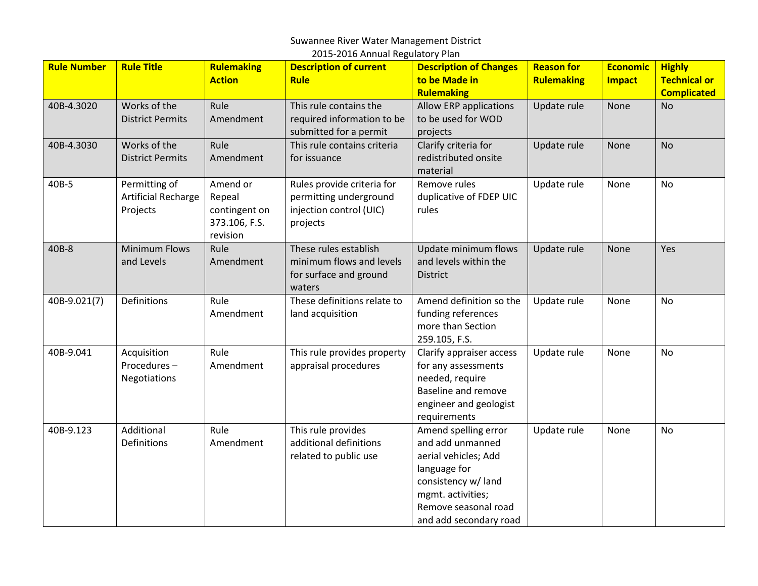Suwannee River Water Management District
2015-2016 Annual Regulatory Plan

| Rule Number | Rule Title | Rulemaking Action | Description of current Rule | Description of Changes to be Made in Rulemaking | Reason for Rulemaking | Economic Impact | Highly Technical or Complicated |
|---|---|---|---|---|---|---|---|
| 40B-4.3020 | Works of the District Permits | Rule Amendment | This rule contains the required information to be submitted for a permit | Allow ERP applications to be used for WOD projects | Update rule | None | No |
| 40B-4.3030 | Works of the District Permits | Rule Amendment | This rule contains criteria for issuance | Clarify criteria for redistributed onsite material | Update rule | None | No |
| 40B-5 | Permitting of Artificial Recharge Projects | Amend or Repeal contingent on 373.106, F.S. revision | Rules provide criteria for permitting underground injection control (UIC) projects | Remove rules duplicative of FDEP UIC rules | Update rule | None | No |
| 40B-8 | Minimum Flows and Levels | Rule Amendment | These rules establish minimum flows and levels for surface and ground waters | Update minimum flows and levels within the District | Update rule | None | Yes |
| 40B-9.021(7) | Definitions | Rule Amendment | These definitions relate to land acquisition | Amend definition so the funding references more than Section 259.105, F.S. | Update rule | None | No |
| 40B-9.041 | Acquisition Procedures – Negotiations | Rule Amendment | This rule provides property appraisal procedures | Clarify appraiser access for any assessments needed, require Baseline and remove engineer and geologist requirements | Update rule | None | No |
| 40B-9.123 | Additional Definitions | Rule Amendment | This rule provides additional definitions related to public use | Amend spelling error and add unmanned aerial vehicles; Add language for consistency w/ land mgmt. activities; Remove seasonal road and add secondary road | Update rule | None | No |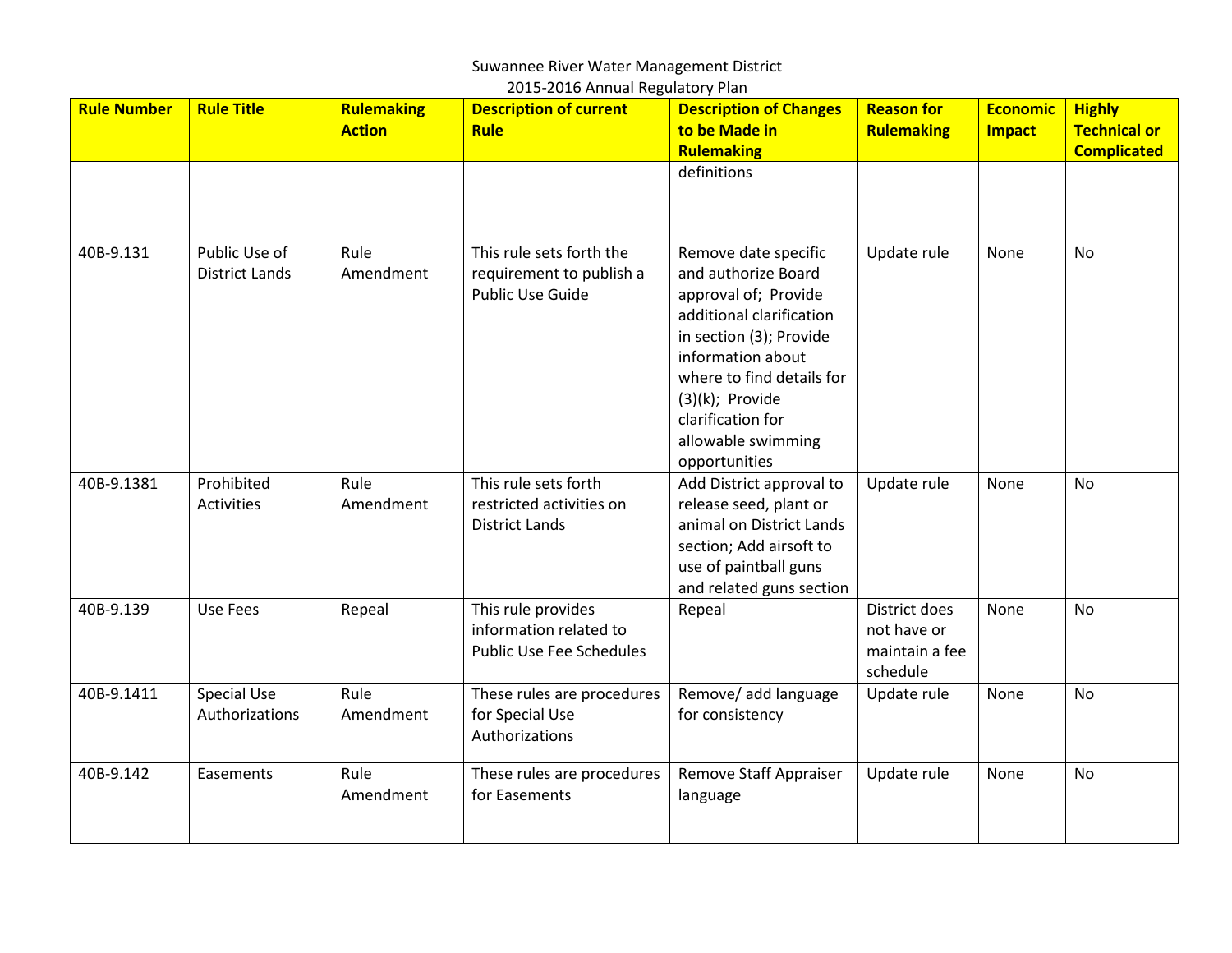Suwannee River Water Management District
2015-2016 Annual Regulatory Plan

| Rule Number | Rule Title | Rulemaking Action | Description of current Rule | Description of Changes to be Made in Rulemaking | Reason for Rulemaking | Economic Impact | Highly Technical or Complicated |
|---|---|---|---|---|---|---|---|
| | | | | definitions | | | |
| 40B-9.131 | Public Use of District Lands | Rule Amendment | This rule sets forth the requirement to publish a Public Use Guide | Remove date specific and authorize Board approval of; Provide additional clarification in section (3); Provide information about where to find details for (3)(k); Provide clarification for allowable swimming opportunities | Update rule | None | No |
| 40B-9.1381 | Prohibited Activities | Rule Amendment | This rule sets forth restricted activities on District Lands | Add District approval to release seed, plant or animal on District Lands section; Add airsoft to use of paintball guns and related guns section | Update rule | None | No |
| 40B-9.139 | Use Fees | Repeal | This rule provides information related to Public Use Fee Schedules | Repeal | District does not have or maintain a fee schedule | None | No |
| 40B-9.1411 | Special Use Authorizations | Rule Amendment | These rules are procedures for Special Use Authorizations | Remove/ add language for consistency | Update rule | None | No |
| 40B-9.142 | Easements | Rule Amendment | These rules are procedures for Easements | Remove Staff Appraiser language | Update rule | None | No |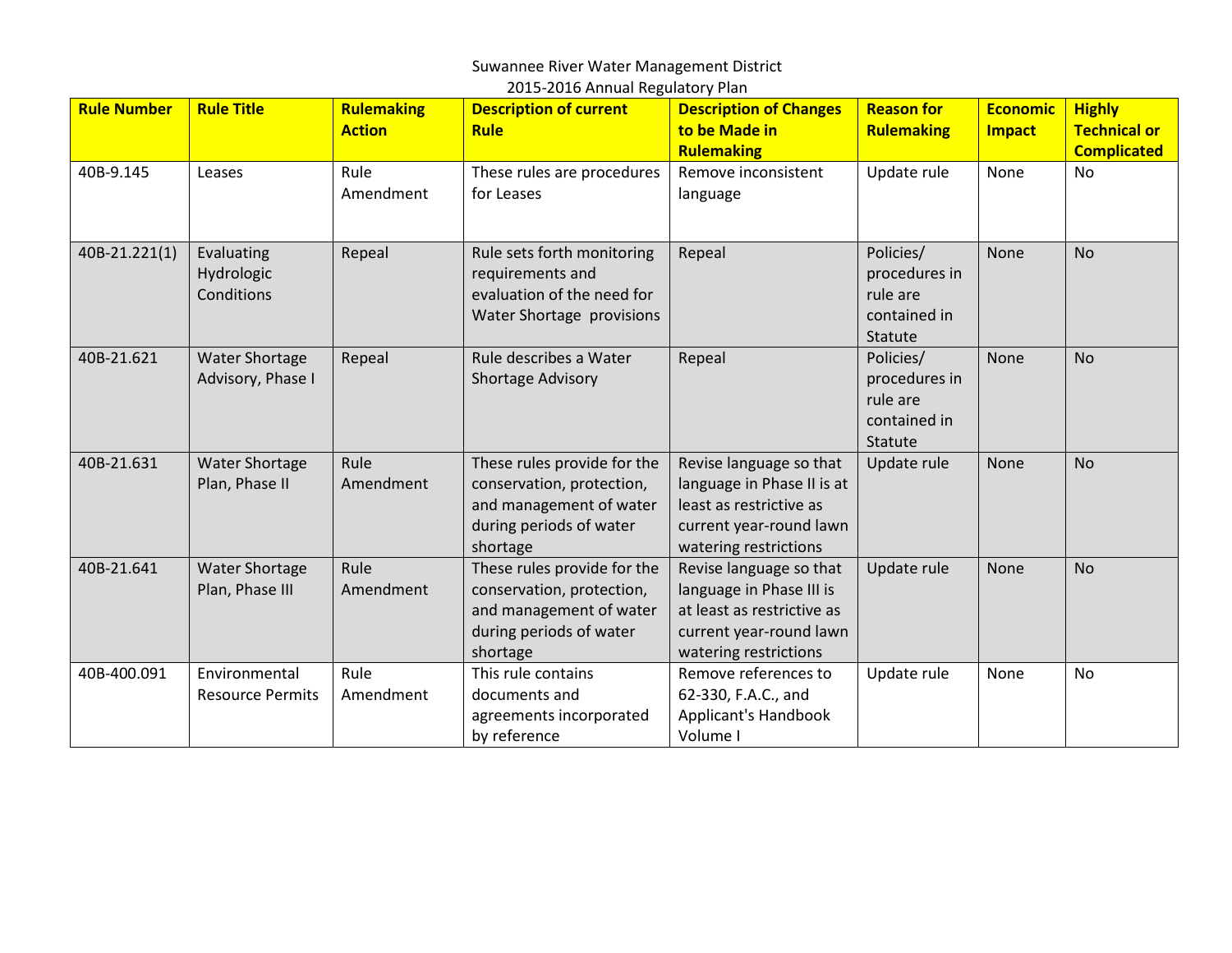Suwannee River Water Management District
2015-2016 Annual Regulatory Plan

| Rule Number | Rule Title | Rulemaking Action | Description of current Rule | Description of Changes to be Made in Rulemaking | Reason for Rulemaking | Economic Impact | Highly Technical or Complicated |
|---|---|---|---|---|---|---|---|
| 40B-9.145 | Leases | Rule Amendment | These rules are procedures for Leases | Remove inconsistent language | Update rule | None | No |
| 40B-21.221(1) | Evaluating Hydrologic Conditions | Repeal | Rule sets forth monitoring requirements and evaluation of the need for Water Shortage provisions | Repeal | Policies/ procedures in rule are contained in Statute | None | No |
| 40B-21.621 | Water Shortage Advisory, Phase I | Repeal | Rule describes a Water Shortage Advisory | Repeal | Policies/ procedures in rule are contained in Statute | None | No |
| 40B-21.631 | Water Shortage Plan, Phase II | Rule Amendment | These rules provide for the conservation, protection, and management of water during periods of water shortage | Revise language so that language in Phase II is at least as restrictive as current year-round lawn watering restrictions | Update rule | None | No |
| 40B-21.641 | Water Shortage Plan, Phase III | Rule Amendment | These rules provide for the conservation, protection, and management of water during periods of water shortage | Revise language so that language in Phase III is at least as restrictive as current year-round lawn watering restrictions | Update rule | None | No |
| 40B-400.091 | Environmental Resource Permits | Rule Amendment | This rule contains documents and agreements incorporated by reference | Remove references to 62-330, F.A.C., and Applicant's Handbook Volume I | Update rule | None | No |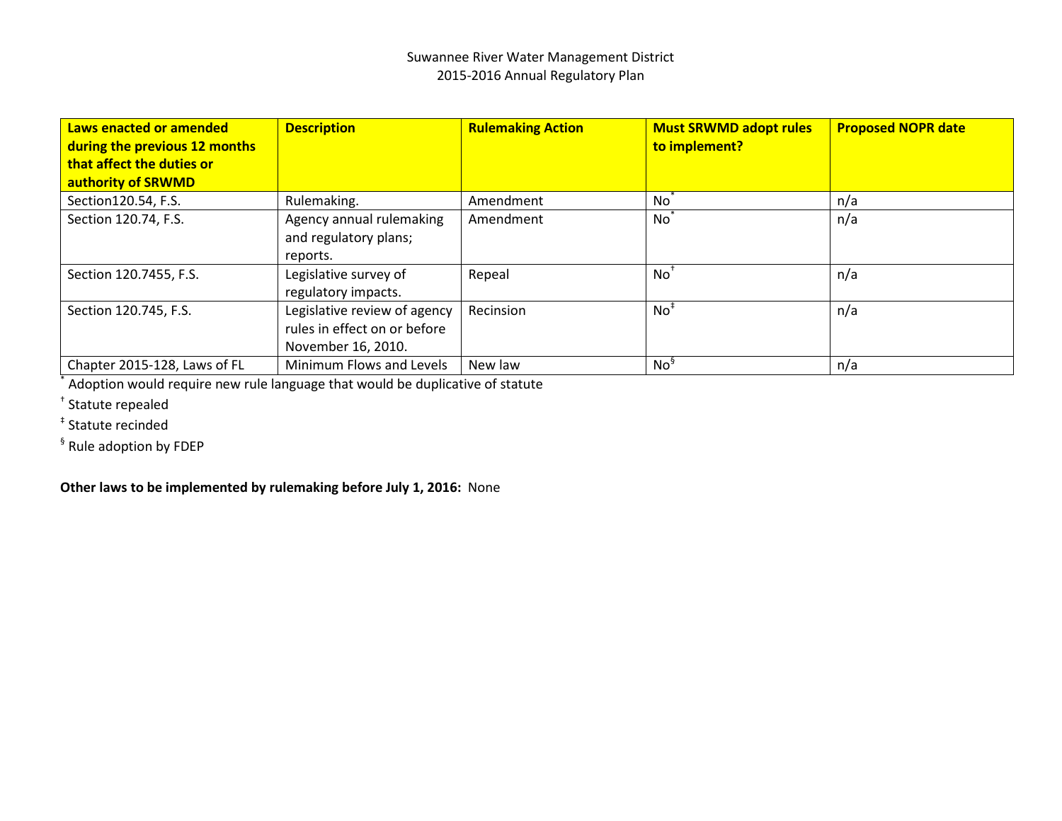Suwannee River Water Management District
2015-2016 Annual Regulatory Plan

| Laws enacted or amended during the previous 12 months that affect the duties or authority of SRWMD | Description | Rulemaking Action | Must SRWMD adopt rules to implement? | Proposed NOPR date |
|---|---|---|---|---|
| Section120.54, F.S. | Rulemaking. | Amendment | No* | n/a |
| Section 120.74, F.S. | Agency annual rulemaking and regulatory plans; reports. | Amendment | No* | n/a |
| Section 120.7455, F.S. | Legislative survey of regulatory impacts. | Repeal | No† | n/a |
| Section 120.745, F.S. | Legislative review of agency rules in effect on or before November 16, 2010. | Recinsion | No‡ | n/a |
| Chapter 2015-128, Laws of FL | Minimum Flows and Levels | New law | No§ | n/a |

* Adoption would require new rule language that would be duplicative of statute

† Statute repealed

‡ Statute recinded

§ Rule adoption by FDEP

**Other laws to be implemented by rulemaking before July 1, 2016:** None